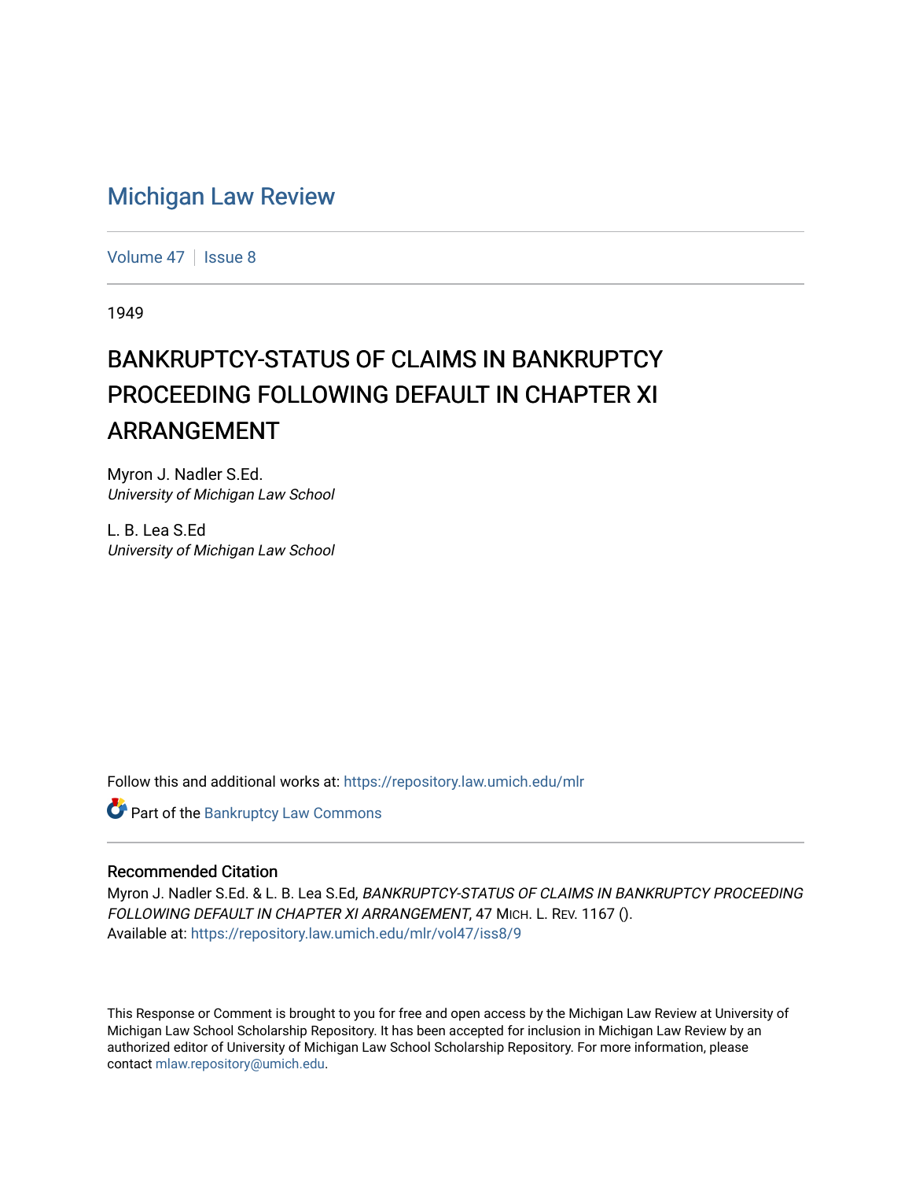# Michigan Law Review

Volume 47 | Issue 8

1949

# BANKRUPTCY-STATUS OF CLAIMS IN BANKRUPTCY PROCEEDING FOLLOWING DEFAULT IN CHAPTER XI ARRANGEMENT

Myron J. Nadler S.Ed.
*University of Michigan Law School*

L. B. Lea S.Ed
*University of Michigan Law School*

Follow this and additional works at: https://repository.law.umich.edu/mlr

Part of the Bankruptcy Law Commons

## Recommended Citation

Myron J. Nadler S.Ed. & L. B. Lea S.Ed, *BANKRUPTCY-STATUS OF CLAIMS IN BANKRUPTCY PROCEEDING FOLLOWING DEFAULT IN CHAPTER XI ARRANGEMENT*, 47 MICH. L. REV. 1167 ().
Available at: https://repository.law.umich.edu/mlr/vol47/iss8/9

This Response or Comment is brought to you for free and open access by the Michigan Law Review at University of Michigan Law School Scholarship Repository. It has been accepted for inclusion in Michigan Law Review by an authorized editor of University of Michigan Law School Scholarship Repository. For more information, please contact mlaw.repository@umich.edu.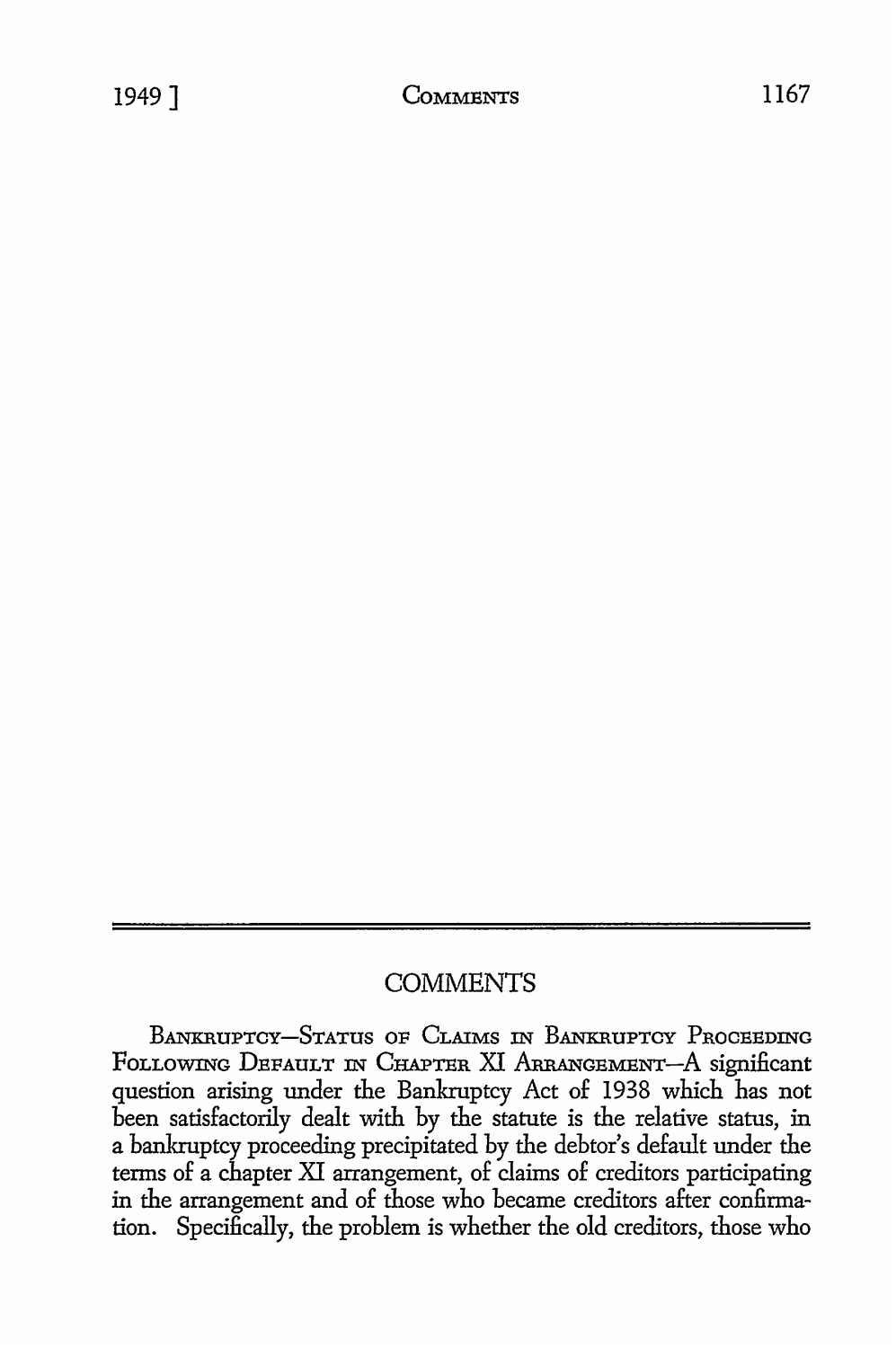## COMMENTS

BANKRUPTCY—STATUS OF CLAIMS IN BANKRUPTCY PROCEEDING FOLLOWING DEFAULT IN CHAPTER XI ARRANGEMENT—A significant question arising under the Bankruptcy Act of 1938 which has not been satisfactorily dealt with by the statute is the relative status, in a bankruptcy proceeding precipitated by the debtor's default under the terms of a chapter XI arrangement, of claims of creditors participating in the arrangement and of those who became creditors after confirmation. Specifically, the problem is whether the old creditors, those who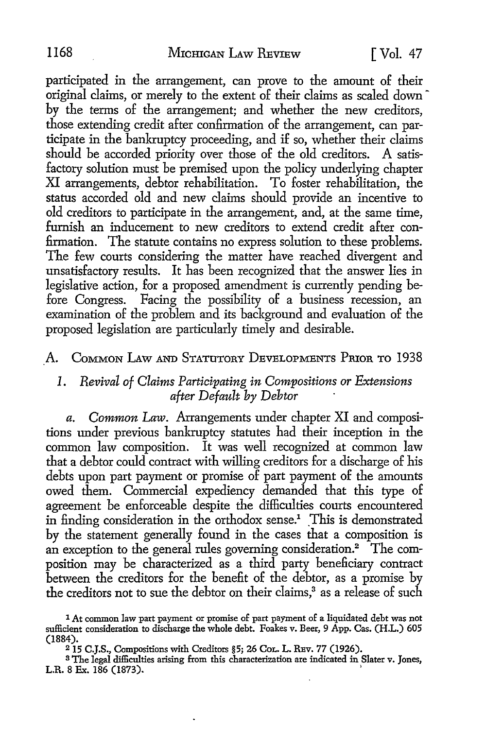participated in the arrangement, can prove to the amount of their original claims, or merely to the extent of their claims as scaled down by the terms of the arrangement; and whether the new creditors, those extending credit after confirmation of the arrangement, can participate in the bankruptcy proceeding, and if so, whether their claims should be accorded priority over those of the old creditors. A satisfactory solution must be premised upon the policy underlying chapter XI arrangements, debtor rehabilitation. To foster rehabilitation, the status accorded old and new claims should provide an incentive to old creditors to participate in the arrangement, and, at the same time, furnish an inducement to new creditors to extend credit after confirmation. The statute contains no express solution to these problems. The few courts considering the matter have reached divergent and unsatisfactory results. It has been recognized that the answer lies in legislative action, for a proposed amendment is currently pending before Congress. Facing the possibility of a business recession, an examination of the problem and its background and evaluation of the proposed legislation are particularly timely and desirable.

## A. Common Law and Statutory Developments Prior to 1938

### 1. *Revival of Claims Participating in Compositions or Extensions after Default by Debtor*

*a. Common Law.* Arrangements under chapter XI and compositions under previous bankruptcy statutes had their inception in the common law composition. It was well recognized at common law that a debtor could contract with willing creditors for a discharge of his debts upon part payment or promise of part payment of the amounts owed them. Commercial expediency demanded that this type of agreement be enforceable despite the difficulties courts encountered in finding consideration in the orthodox sense.[1] This is demonstrated by the statement generally found in the cases that a composition is an exception to the general rules governing consideration.[2] The composition may be characterized as a third party beneficiary contract between the creditors for the benefit of the debtor, as a promise by the creditors not to sue the debtor on their claims,[3] as a release of such

---

[1] At common law part payment or promise of part payment of a liquidated debt was not sufficient consideration to discharge the whole debt. Foakes v. Beer, 9 App. Cas. (H.L.) 605 (1884).

[2] 15 C.J.S., Compositions with Creditors §5; 26 Col. L. Rev. 77 (1926).

[3] The legal difficulties arising from this characterization are indicated in Slater v. Jones, L.R. 8 Ex. 186 (1873).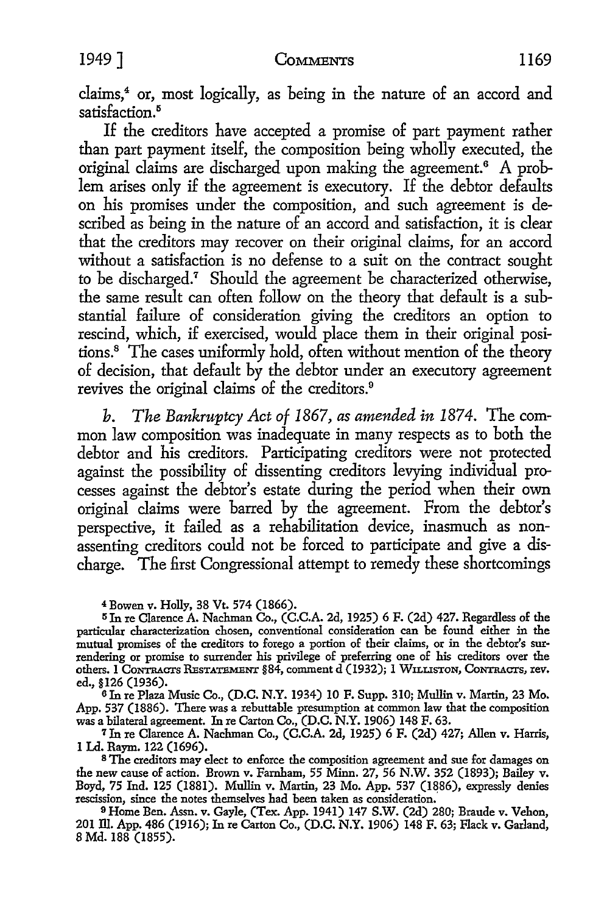claims,[4] or, most logically, as being in the nature of an accord and satisfaction.[5]

If the creditors have accepted a promise of part payment rather than part payment itself, the composition being wholly executed, the original claims are discharged upon making the agreement.[6] A problem arises only if the agreement is executory. If the debtor defaults on his promises under the composition, and such agreement is described as being in the nature of an accord and satisfaction, it is clear that the creditors may recover on their original claims, for an accord without a satisfaction is no defense to a suit on the contract sought to be discharged.[7] Should the agreement be characterized otherwise, the same result can often follow on the theory that default is a substantial failure of consideration giving the creditors an option to rescind, which, if exercised, would place them in their original positions.[8] The cases uniformly hold, often without mention of the theory of decision, that default by the debtor under an executory agreement revives the original claims of the creditors.[9]

*b. The Bankruptcy Act of 1867, as amended in 1874.* The common law composition was inadequate in many respects as to both the debtor and his creditors. Participating creditors were not protected against the possibility of dissenting creditors levying individual processes against the debtor's estate during the period when their own original claims were barred by the agreement. From the debtor's perspective, it failed as a rehabilitation device, inasmuch as non-assenting creditors could not be forced to participate and give a discharge. The first Congressional attempt to remedy these shortcomings

---

[4] Bowen v. Holly, 38 Vt. 574 (1866).

[5] In re Clarence A. Nachman Co., (C.C.A. 2d, 1925) 6 F. (2d) 427. Regardless of the particular characterization chosen, conventional consideration can be found either in the mutual promises of the creditors to forego a portion of their claims, or in the debtor's surrendering or promise to surrender his privilege of preferring one of his creditors over the others. 1 CONTRACTS RESTATEMENT §84, comment d (1932); 1 WILLISTON, CONTRACTS, rev. ed., §126 (1936).

[6] In re Plaza Music Co., (D.C. N.Y. 1934) 10 F. Supp. 310; Mullin v. Martin, 23 Mo. App. 537 (1886). There was a rebuttable presumption at common law that the composition was a bilateral agreement. In re Carton Co., (D.C. N.Y. 1906) 148 F. 63.

[7] In re Clarence A. Nachman Co., (C.C.A. 2d, 1925) 6 F. (2d) 427; Allen v. Harris, 1 Ld. Raym. 122 (1696).

[8] The creditors may elect to enforce the composition agreement and sue for damages on the new cause of action. Brown v. Farnham, 55 Minn. 27, 56 N.W. 352 (1893); Bailey v. Boyd, 75 Ind. 125 (1881). Mullin v. Martin, 23 Mo. App. 537 (1886), expressly denies rescission, since the notes themselves had been taken as consideration.

[9] Home Ben. Assn. v. Gayle, (Tex. App. 1941) 147 S.W. (2d) 280; Braude v. Vehon, 201 Ill. App. 486 (1916); In re Carton Co., (D.C. N.Y. 1906) 148 F. 63; Flack v. Garland, 8 Md. 188 (1855).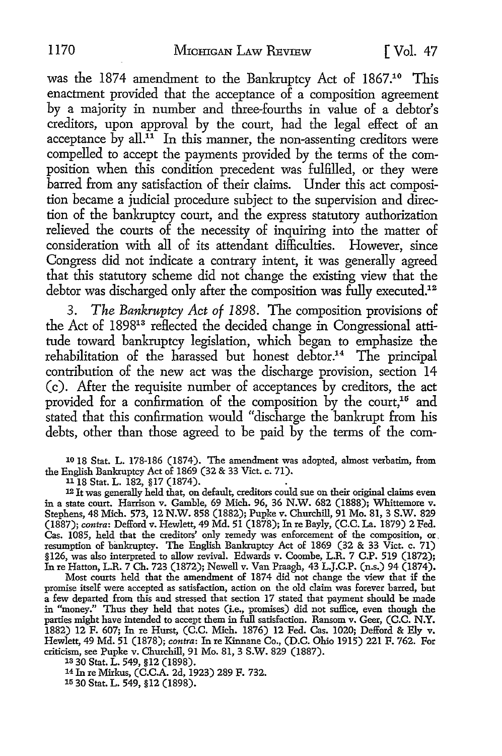was the 1874 amendment to the Bankruptcy Act of 1867.[10] This enactment provided that the acceptance of a composition agreement by a majority in number and three-fourths in value of a debtor's creditors, upon approval by the court, had the legal effect of an acceptance by all.[11] In this manner, the non-assenting creditors were compelled to accept the payments provided by the terms of the composition when this condition precedent was fulfilled, or they were barred from any satisfaction of their claims. Under this act composition became a judicial procedure subject to the supervision and direction of the bankruptcy court, and the express statutory authorization relieved the courts of the necessity of inquiring into the matter of consideration with all of its attendant difficulties. However, since Congress did not indicate a contrary intent, it was generally agreed that this statutory scheme did not change the existing view that the debtor was discharged only after the composition was fully executed.[12]

3. *The Bankruptcy Act of 1898.* The composition provisions of the Act of 1898[13] reflected the decided change in Congressional attitude toward bankruptcy legislation, which began to emphasize the rehabilitation of the harassed but honest debtor.[14] The principal contribution of the new act was the discharge provision, section 14 (c). After the requisite number of acceptances by creditors, the act provided for a confirmation of the composition by the court,[15] and stated that this confirmation would "discharge the bankrupt from his debts, other than those agreed to be paid by the terms of the com-

---

[10] 18 Stat. L. 178-186 (1874). The amendment was adopted, almost verbatim, from the English Bankruptcy Act of 1869 (32 & 33 Vict. c. 71).

[11] 18 Stat. L. 182, §17 (1874).

[12] It was generally held that, on default, creditors could sue on their original claims even in a state court. Harrison v. Gamble, 69 Mich. 96, 36 N.W. 682 (1888); Whittemore v. Stephens, 48 Mich. 573, 12 N.W. 858 (1882); Pupke v. Churchill, 91 Mo. 81, 3 S.W. 829 (1887); *contra*: Defford v. Hewlett, 49 Md. 51 (1878); In re Bayly, (C.C. La. 1879) 2 Fed. Cas. 1085, held that the creditors' only remedy was enforcement of the composition, or resumption of bankruptcy. The English Bankruptcy Act of 1869 (32 & 33 Vict. c. 71) §126, was also interpreted to allow revival. Edwards v. Coombe, L.R. 7 C.P. 519 (1872); In re Hatton, L.R. 7 Ch. 723 (1872); Newell v. Van Praagh, 43 L.J.C.P. (n.s.) 94 (1874).

Most courts held that the amendment of 1874 did not change the view that if the promise itself were accepted as satisfaction, action on the old claim was forever barred, but a few departed from this and stressed that section 17 stated that payment should be made in "money." Thus they held that notes (i.e., promises) did not suffice, even though the parties might have intended to accept them in full satisfaction. Ransom v. Geer, (C.C. N.Y. 1882) 12 F. 607; In re Hurst, (C.C. Mich. 1876) 12 Fed. Cas. 1020; Defford & Ely v. Hewlett, 49 Md. 51 (1878); *contra*: In re Kinnane Co., (D.C. Ohio 1915) 221 F. 762. For criticism, see Pupke v. Churchill, 91 Mo. 81, 3 S.W. 829 (1887).

[13] 30 Stat. L. 549, §12 (1898).

[14] In re Mirkus, (C.C.A. 2d, 1923) 289 F. 732.

[15] 30 Stat. L. 549, §12 (1898).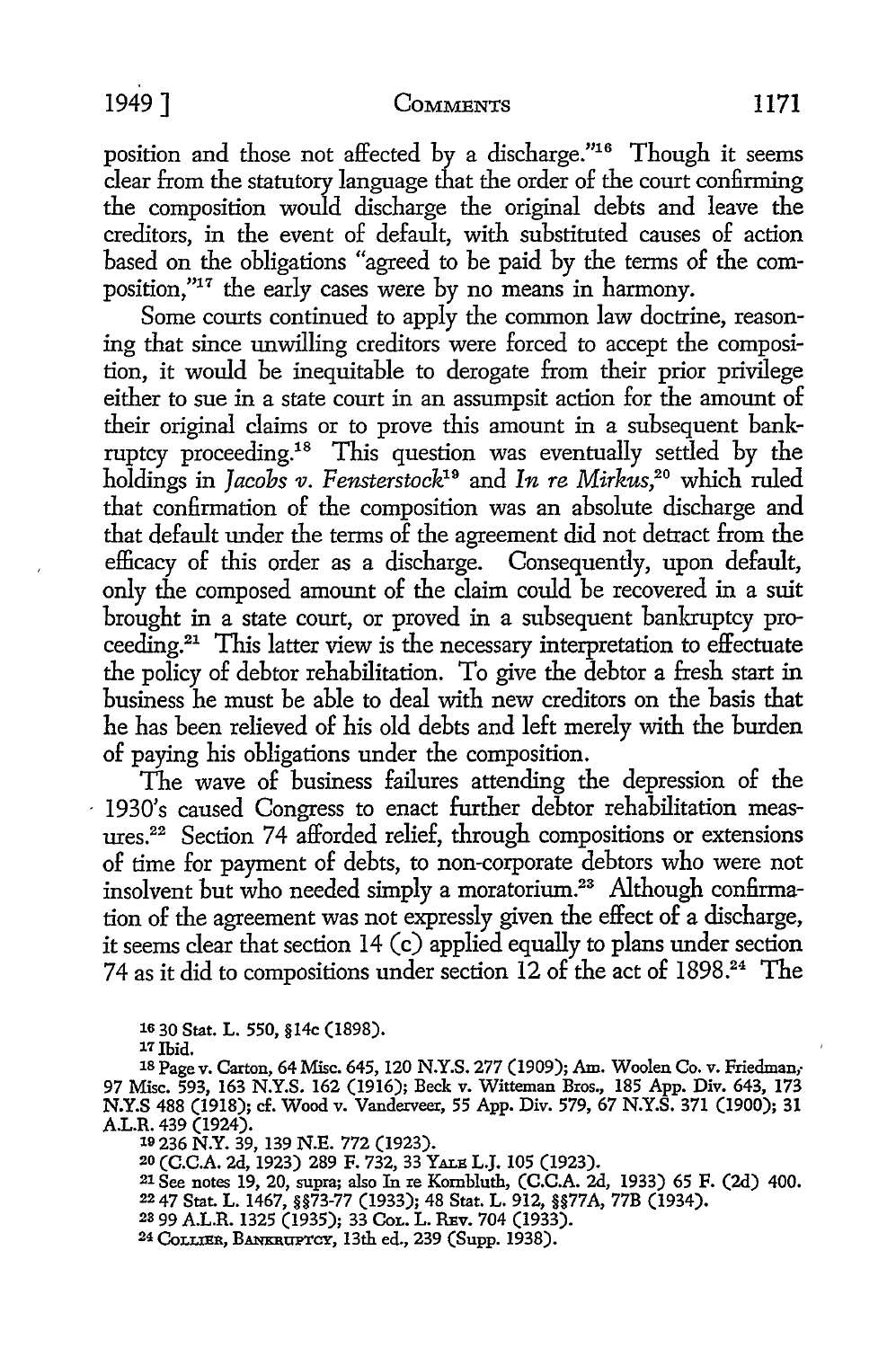position and those not affected by a discharge."[16] Though it seems clear from the statutory language that the order of the court confirming the composition would discharge the original debts and leave the creditors, in the event of default, with substituted causes of action based on the obligations "agreed to be paid by the terms of the composition,"[17] the early cases were by no means in harmony.

Some courts continued to apply the common law doctrine, reasoning that since unwilling creditors were forced to accept the composition, it would be inequitable to derogate from their prior privilege either to sue in a state court in an assumpsit action for the amount of their original claims or to prove this amount in a subsequent bankruptcy proceeding.[18] This question was eventually settled by the holdings in *Jacobs v. Fensterstock*[19] and *In re Mirkus*,[20] which ruled that confirmation of the composition was an absolute discharge and that default under the terms of the agreement did not detract from the efficacy of this order as a discharge. Consequently, upon default, only the composed amount of the claim could be recovered in a suit brought in a state court, or proved in a subsequent bankruptcy proceeding.[21] This latter view is the necessary interpretation to effectuate the policy of debtor rehabilitation. To give the debtor a fresh start in business he must be able to deal with new creditors on the basis that he has been relieved of his old debts and left merely with the burden of paying his obligations under the composition.

The wave of business failures attending the depression of the 1930's caused Congress to enact further debtor rehabilitation measures.[22] Section 74 afforded relief, through compositions or extensions of time for payment of debts, to non-corporate debtors who were not insolvent but who needed simply a moratorium.[23] Although confirmation of the agreement was not expressly given the effect of a discharge, it seems clear that section 14 (c) applied equally to plans under section 74 as it did to compositions under section 12 of the act of 1898.[24] The

[16] 30 Stat. L. 550, §14c (1898).

[17] Ibid.

[18] Page v. Carton, 64 Misc. 645, 120 N.Y.S. 277 (1909); Am. Woolen Co. v. Friedman, 97 Misc. 593, 163 N.Y.S. 162 (1916); Beck v. Witteman Bros., 185 App. Div. 643, 173 N.Y.S 488 (1918); cf. Wood v. Vanderveer, 55 App. Div. 579, 67 N.Y.S. 371 (1900); 31 A.L.R. 439 (1924).

[19] 236 N.Y. 39, 139 N.E. 772 (1923).

[20] (C.C.A. 2d, 1923) 289 F. 732, 33 YALE L.J. 105 (1923).

[21] See notes 19, 20, supra; also In re Kornbluth, (C.C.A. 2d, 1933) 65 F. (2d) 400.

[22] 47 Stat. L. 1467, §§73-77 (1933); 48 Stat. L. 912, §§77A, 77B (1934).

[23] 99 A.L.R. 1325 (1935); 33 COL. L. REV. 704 (1933).

[24] COLLIER, BANKRUPTCY, 13th ed., 239 (Supp. 1938).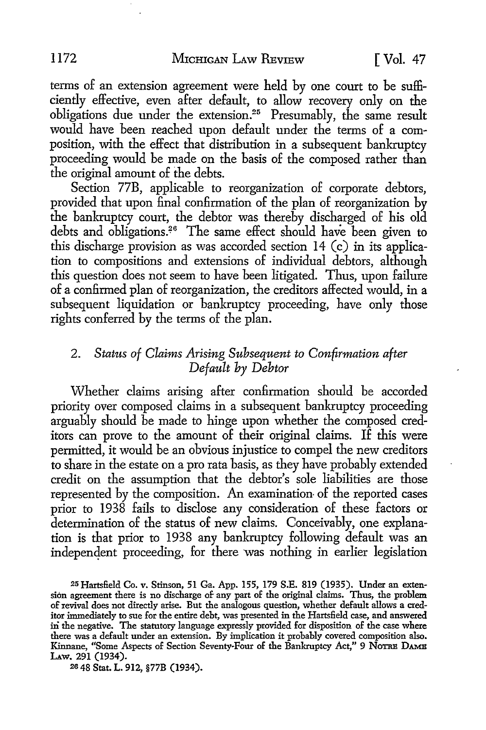terms of an extension agreement were held by one court to be sufficiently effective, even after default, to allow recovery only on the obligations due under the extension.[25] Presumably, the same result would have been reached upon default under the terms of a composition, with the effect that distribution in a subsequent bankruptcy proceeding would be made on the basis of the composed rather than the original amount of the debts.

Section 77B, applicable to reorganization of corporate debtors, provided that upon final confirmation of the plan of reorganization by the bankruptcy court, the debtor was thereby discharged of his old debts and obligations.[26] The same effect should have been given to this discharge provision as was accorded section 14 (c) in its application to compositions and extensions of individual debtors, although this question does not seem to have been litigated. Thus, upon failure of a confirmed plan of reorganization, the creditors affected would, in a subsequent liquidation or bankruptcy proceeding, have only those rights conferred by the terms of the plan.

### 2. *Status of Claims Arising Subsequent to Confirmation after Default by Debtor*

Whether claims arising after confirmation should be accorded priority over composed claims in a subsequent bankruptcy proceeding arguably should be made to hinge upon whether the composed creditors can prove to the amount of their original claims. If this were permitted, it would be an obvious injustice to compel the new creditors to share in the estate on a pro rata basis, as they have probably extended credit on the assumption that the debtor's sole liabilities are those represented by the composition. An examination of the reported cases prior to 1938 fails to disclose any consideration of these factors or determination of the status of new claims. Conceivably, one explanation is that prior to 1938 any bankruptcy following default was an independent proceeding, for there was nothing in earlier legislation

[25] Hartsfield Co. v. Stinson, 51 Ga. App. 155, 179 S.E. 819 (1935). Under an extension agreement there is no discharge of any part of the original claims. Thus, the problem of revival does not directly arise. But the analogous question, whether default allows a creditor immediately to sue for the entire debt, was presented in the Hartsfield case, and answered in the negative. The statutory language expressly provided for disposition of the case where there was a default under an extension. By implication it probably covered composition also. Kinnane, "Some Aspects of Section Seventy-Four of the Bankruptcy Act," 9 NOTRE DAME LAW. 291 (1934).

[26] 48 Stat. L. 912, §77B (1934).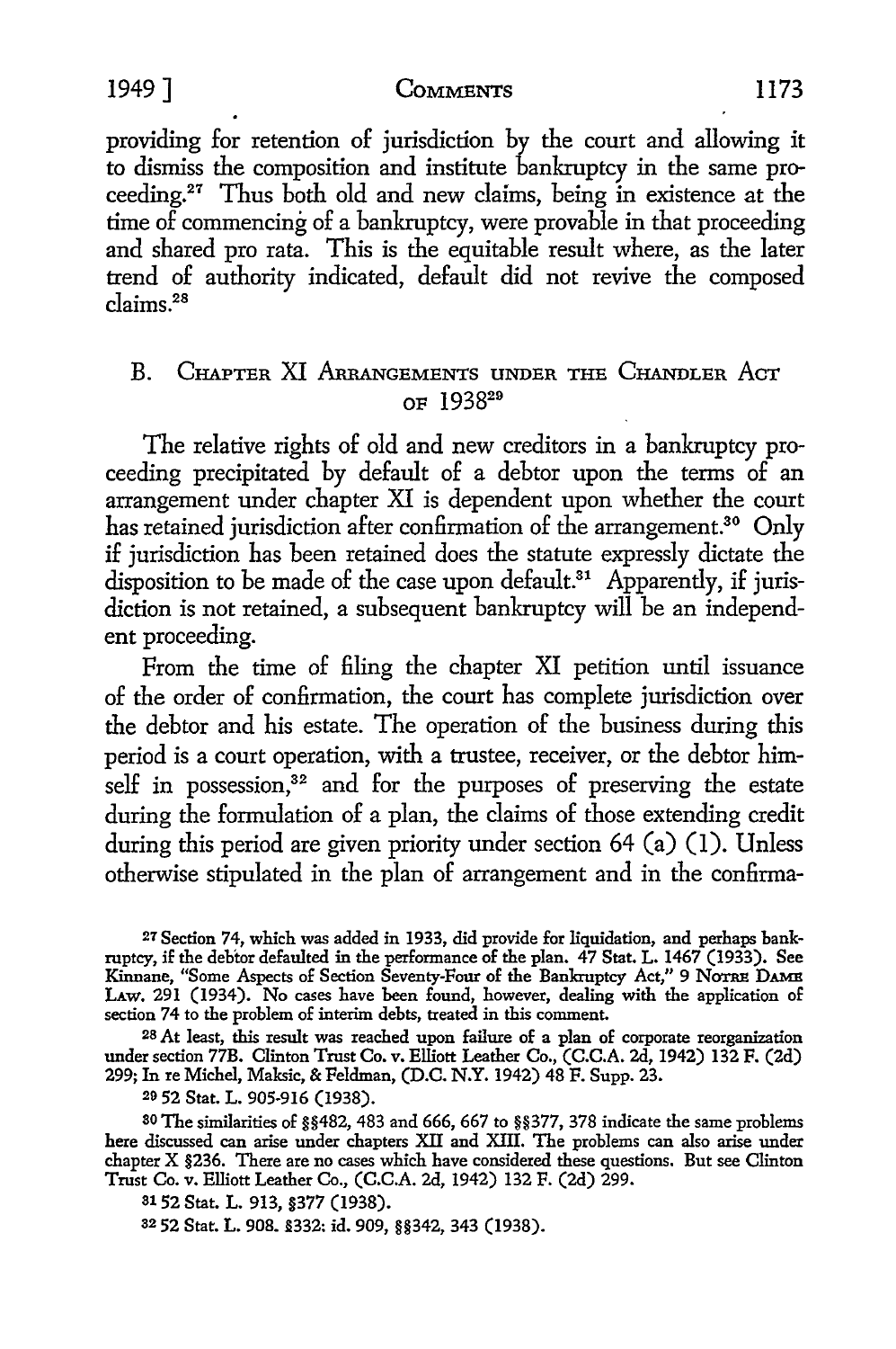providing for retention of jurisdiction by the court and allowing it to dismiss the composition and institute bankruptcy in the same proceeding.[27] Thus both old and new claims, being in existence at the time of commencing of a bankruptcy, were provable in that proceeding and shared pro rata. This is the equitable result where, as the later trend of authority indicated, default did not revive the composed claims.[28]

## B. Chapter XI Arrangements under the Chandler Act of 1938[29]

The relative rights of old and new creditors in a bankruptcy proceeding precipitated by default of a debtor upon the terms of an arrangement under chapter XI is dependent upon whether the court has retained jurisdiction after confirmation of the arrangement.[30] Only if jurisdiction has been retained does the statute expressly dictate the disposition to be made of the case upon default.[31] Apparently, if jurisdiction is not retained, a subsequent bankruptcy will be an independent proceeding.

From the time of filing the chapter XI petition until issuance of the order of confirmation, the court has complete jurisdiction over the debtor and his estate. The operation of the business during this period is a court operation, with a trustee, receiver, or the debtor himself in possession,[32] and for the purposes of preserving the estate during the formulation of a plan, the claims of those extending credit during this period are given priority under section 64 (a) (1). Unless otherwise stipulated in the plan of arrangement and in the confirma-

---

[27] Section 74, which was added in 1933, did provide for liquidation, and perhaps bankruptcy, if the debtor defaulted in the performance of the plan. 47 Stat. L. 1467 (1933). See Kinnane, "Some Aspects of Section Seventy-Four of the Bankruptcy Act," 9 Notre Dame Law. 291 (1934). No cases have been found, however, dealing with the application of section 74 to the problem of interim debts, treated in this comment.

[28] At least, this result was reached upon failure of a plan of corporate reorganization under section 77B. Clinton Trust Co. v. Elliott Leather Co., (C.C.A. 2d, 1942) 132 F. (2d) 299; In re Michel, Maksic, & Feldman, (D.C. N.Y. 1942) 48 F. Supp. 23.

[29] 52 Stat. L. 905-916 (1938).

[30] The similarities of §§482, 483 and 666, 667 to §§377, 378 indicate the same problems here discussed can arise under chapters XII and XIII. The problems can also arise under chapter X §236. There are no cases which have considered these questions. But see Clinton Trust Co. v. Elliott Leather Co., (C.C.A. 2d, 1942) 132 F. (2d) 299.

[31] 52 Stat. L. 913, §377 (1938).

[32] 52 Stat. L. 908. §332: id. 909, §§342, 343 (1938).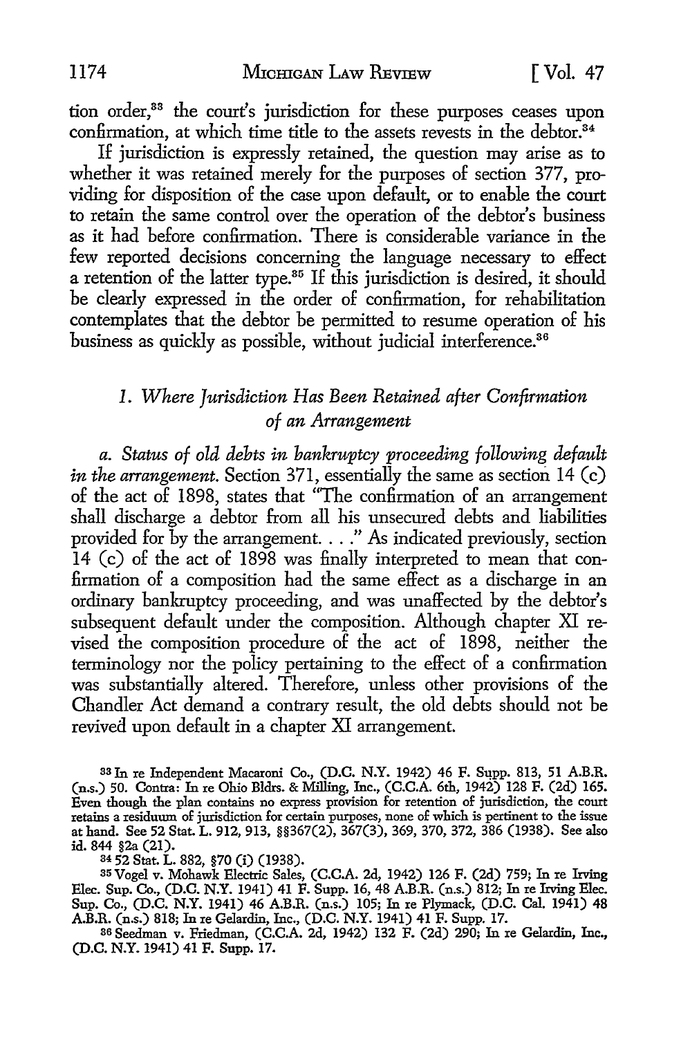tion order,[33] the court's jurisdiction for these purposes ceases upon confirmation, at which time title to the assets revests in the debtor.[34]

If jurisdiction is expressly retained, the question may arise as to whether it was retained merely for the purposes of section 377, providing for disposition of the case upon default, or to enable the court to retain the same control over the operation of the debtor's business as it had before confirmation. There is considerable variance in the few reported decisions concerning the language necessary to effect a retention of the latter type.[35] If this jurisdiction is desired, it should be clearly expressed in the order of confirmation, for rehabilitation contemplates that the debtor be permitted to resume operation of his business as quickly as possible, without judicial interference.[36]

### *1. Where Jurisdiction Has Been Retained after Confirmation of an Arrangement*

*a. Status of old debts in bankruptcy proceeding following default in the arrangement.* Section 371, essentially the same as section 14 (c) of the act of 1898, states that "The confirmation of an arrangement shall discharge a debtor from all his unsecured debts and liabilities provided for by the arrangement. . . ." As indicated previously, section 14 (c) of the act of 1898 was finally interpreted to mean that confirmation of a composition had the same effect as a discharge in an ordinary bankruptcy proceeding, and was unaffected by the debtor's subsequent default under the composition. Although chapter XI revised the composition procedure of the act of 1898, neither the terminology nor the policy pertaining to the effect of a confirmation was substantially altered. Therefore, unless other provisions of the Chandler Act demand a contrary result, the old debts should not be revived upon default in a chapter XI arrangement.

[33] In re Independent Macaroni Co., (D.C. N.Y. 1942) 46 F. Supp. 813, 51 A.B.R. (n.s.) 50. Contra: In re Ohio Bldrs. & Milling, Inc., (C.C.A. 6th, 1942) 128 F. (2d) 165. Even though the plan contains no express provision for retention of jurisdiction, the court retains a residuum of jurisdiction for certain purposes, none of which is pertinent to the issue at hand. See 52 Stat. L. 912, 913, §§367(2), 367(3), 369, 370, 372, 386 (1938). See also id. 844 §2a (21).

[34] 52 Stat. L. 882, §70 (i) (1938).

[35] Vogel v. Mohawk Electric Sales, (C.C.A. 2d, 1942) 126 F. (2d) 759; In re Irving Elec. Sup. Co., (D.C. N.Y. 1941) 41 F. Supp. 16, 48 A.B.R. (n.s.) 812; In re Irving Elec. Sup. Co., (D.C. N.Y. 1941) 46 A.B.R. (n.s.) 105; In re Plymack, (D.C. Cal. 1941) 48 A.B.R. (n.s.) 818; In re Gelardin, Inc., (D.C. N.Y. 1941) 41 F. Supp. 17.

[36] Seedman v. Friedman, (C.C.A. 2d, 1942) 132 F. (2d) 290; In re Gelardin, Inc., (D.C. N.Y. 1941) 41 F. Supp. 17.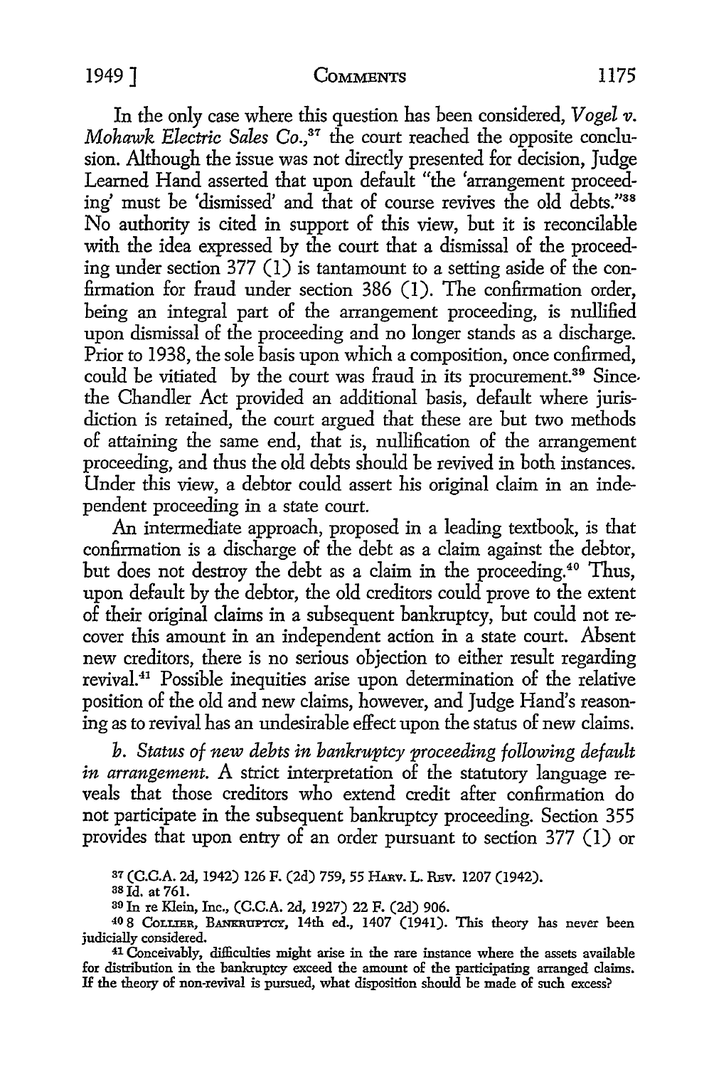In the only case where this question has been considered, *Vogel v. Mohawk Electric Sales Co.*,[37] the court reached the opposite conclusion. Although the issue was not directly presented for decision, Judge Learned Hand asserted that upon default "the 'arrangement proceeding' must be 'dismissed' and that of course revives the old debts."[38] No authority is cited in support of this view, but it is reconcilable with the idea expressed by the court that a dismissal of the proceeding under section 377 (1) is tantamount to a setting aside of the confirmation for fraud under section 386 (1). The confirmation order, being an integral part of the arrangement proceeding, is nullified upon dismissal of the proceeding and no longer stands as a discharge. Prior to 1938, the sole basis upon which a composition, once confirmed, could be vitiated by the court was fraud in its procurement.[39] Since the Chandler Act provided an additional basis, default where jurisdiction is retained, the court argued that these are but two methods of attaining the same end, that is, nullification of the arrangement proceeding, and thus the old debts should be revived in both instances. Under this view, a debtor could assert his original claim in an independent proceeding in a state court.

An intermediate approach, proposed in a leading textbook, is that confirmation is a discharge of the debt as a claim against the debtor, but does not destroy the debt as a claim in the proceeding.[40] Thus, upon default by the debtor, the old creditors could prove to the extent of their original claims in a subsequent bankruptcy, but could not recover this amount in an independent action in a state court. Absent new creditors, there is no serious objection to either result regarding revival.[41] Possible inequities arise upon determination of the relative position of the old and new claims, however, and Judge Hand's reasoning as to revival has an undesirable effect upon the status of new claims.

*b. Status of new debts in bankruptcy proceeding following default in arrangement.* A strict interpretation of the statutory language reveals that those creditors who extend credit after confirmation do not participate in the subsequent bankruptcy proceeding. Section 355 provides that upon entry of an order pursuant to section 377 (1) or

---

[37] (C.C.A. 2d, 1942) 126 F. (2d) 759, 55 HARV. L. REV. 1207 (1942).

[38] Id. at 761.

[39] In re Klein, Inc., (C.C.A. 2d, 1927) 22 F. (2d) 906.

[40] 8 COLLIER, BANKRUPTCY, 14th ed., 1407 (1941). This theory has never been judicially considered.

[41] Conceivably, difficulties might arise in the rare instance where the assets available for distribution in the bankruptcy exceed the amount of the participating arranged claims. If the theory of non-revival is pursued, what disposition should be made of such excess?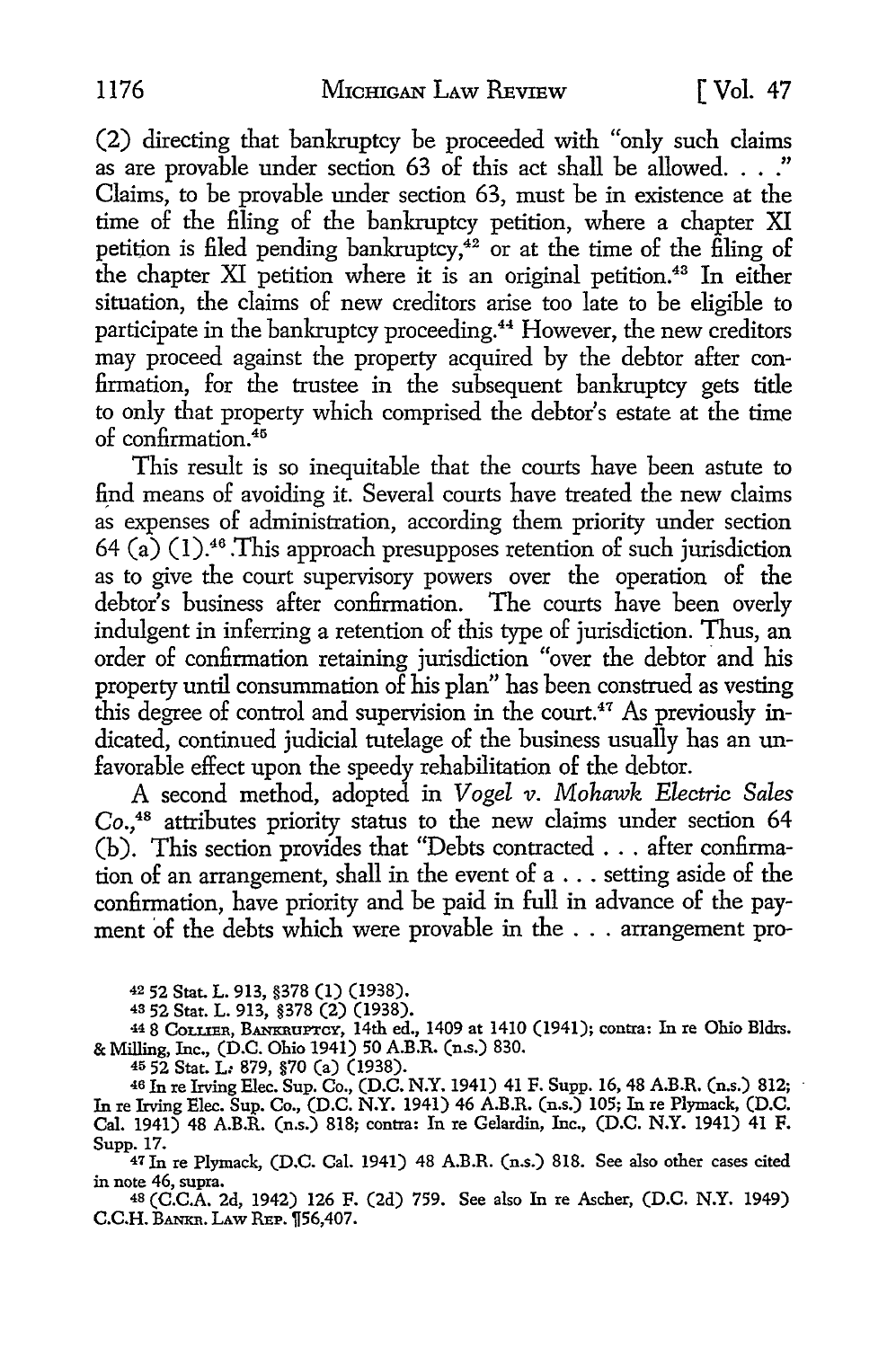(2) directing that bankruptcy be proceeded with "only such claims as are provable under section 63 of this act shall be allowed. . . ." Claims, to be provable under section 63, must be in existence at the time of the filing of the bankruptcy petition, where a chapter XI petition is filed pending bankruptcy,[42] or at the time of the filing of the chapter XI petition where it is an original petition.[43] In either situation, the claims of new creditors arise too late to be eligible to participate in the bankruptcy proceeding.[44] However, the new creditors may proceed against the property acquired by the debtor after confirmation, for the trustee in the subsequent bankruptcy gets title to only that property which comprised the debtor's estate at the time of confirmation.[45]

This result is so inequitable that the courts have been astute to find means of avoiding it. Several courts have treated the new claims as expenses of administration, according them priority under section 64 (a) (1).[46] This approach presupposes retention of such jurisdiction as to give the court supervisory powers over the operation of the debtor's business after confirmation. The courts have been overly indulgent in inferring a retention of this type of jurisdiction. Thus, an order of confirmation retaining jurisdiction "over the debtor and his property until consummation of his plan" has been construed as vesting this degree of control and supervision in the court.[47] As previously indicated, continued judicial tutelage of the business usually has an unfavorable effect upon the speedy rehabilitation of the debtor.

A second method, adopted in *Vogel v. Mohawk Electric Sales Co.*,[48] attributes priority status to the new claims under section 64 (b). This section provides that "Debts contracted . . . after confirmation of an arrangement, shall in the event of a . . . setting aside of the confirmation, have priority and be paid in full in advance of the payment of the debts which were provable in the . . . arrangement pro-

---

[42] 52 Stat. L. 913, §378 (1) (1938).

[43] 52 Stat. L. 913, §378 (2) (1938).

[44] 8 COLLIER, BANKRUPTCY, 14th ed., 1409 at 1410 (1941); contra: In re Ohio Bldrs. & Milling, Inc., (D.C. Ohio 1941) 50 A.B.R. (n.s.) 830.

[45] 52 Stat. L. 879, §70 (a) (1938).

[46] In re Irving Elec. Sup. Co., (D.C. N.Y. 1941) 41 F. Supp. 16, 48 A.B.R. (n.s.) 812; In re Irving Elec. Sup. Co., (D.C. N.Y. 1941) 46 A.B.R. (n.s.) 105; In re Plymack, (D.C. Cal. 1941) 48 A.B.R. (n.s.) 818; contra: In re Gelardin, Inc., (D.C. N.Y. 1941) 41 F. Supp. 17.

[47] In re Plymack, (D.C. Cal. 1941) 48 A.B.R. (n.s.) 818. See also other cases cited in note 46, supra.

[48] (C.C.A. 2d, 1942) 126 F. (2d) 759. See also In re Ascher, (D.C. N.Y. 1949) C.C.H. BANKR. LAW REP. ¶56,407.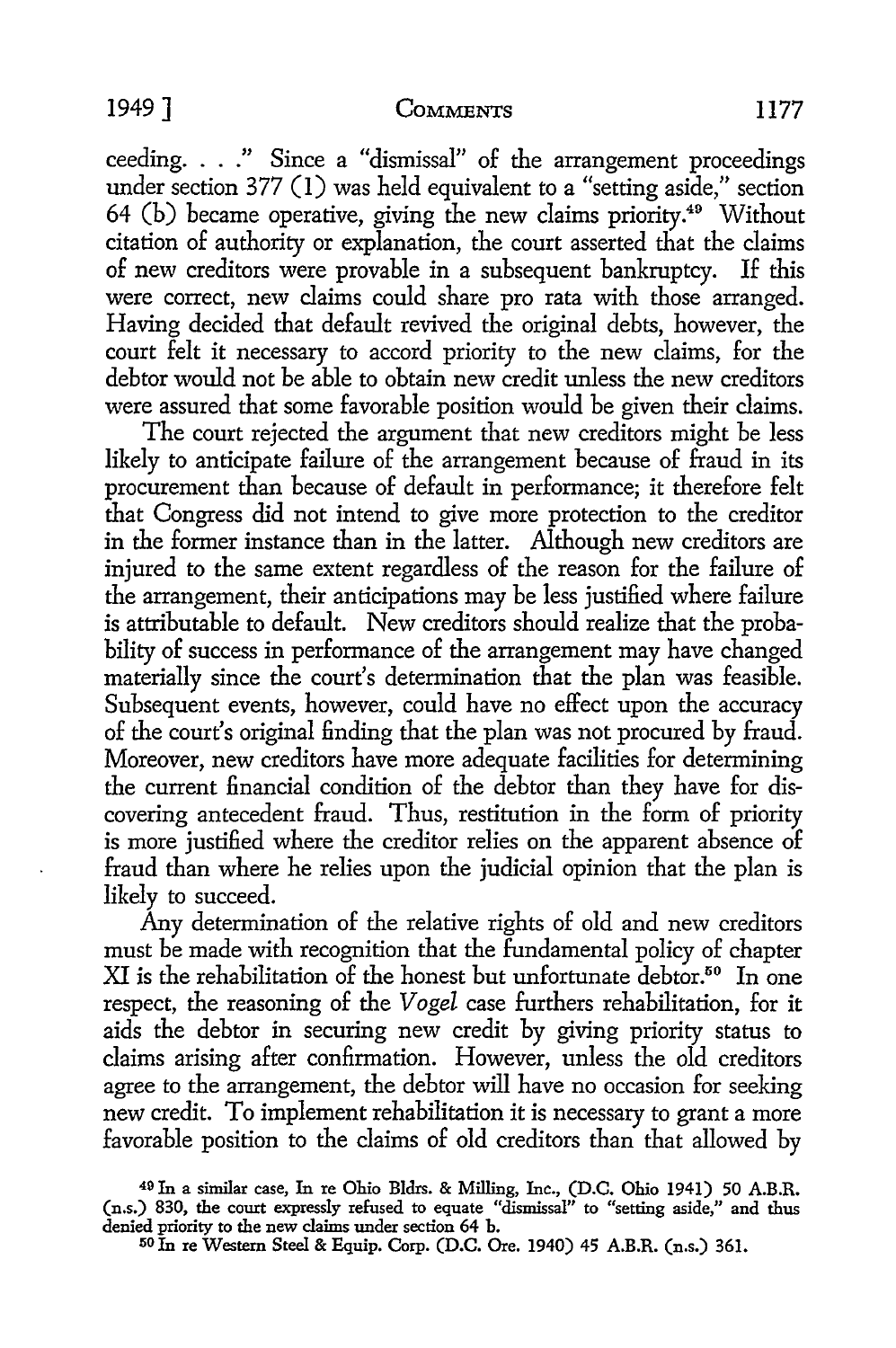ceeding. . . ." Since a "dismissal" of the arrangement proceedings under section 377 (1) was held equivalent to a "setting aside," section 64 (b) became operative, giving the new claims priority.[49] Without citation of authority or explanation, the court asserted that the claims of new creditors were provable in a subsequent bankruptcy. If this were correct, new claims could share pro rata with those arranged. Having decided that default revived the original debts, however, the court felt it necessary to accord priority to the new claims, for the debtor would not be able to obtain new credit unless the new creditors were assured that some favorable position would be given their claims.

The court rejected the argument that new creditors might be less likely to anticipate failure of the arrangement because of fraud in its procurement than because of default in performance; it therefore felt that Congress did not intend to give more protection to the creditor in the former instance than in the latter. Although new creditors are injured to the same extent regardless of the reason for the failure of the arrangement, their anticipations may be less justified where failure is attributable to default. New creditors should realize that the probability of success in performance of the arrangement may have changed materially since the court's determination that the plan was feasible. Subsequent events, however, could have no effect upon the accuracy of the court's original finding that the plan was not procured by fraud. Moreover, new creditors have more adequate facilities for determining the current financial condition of the debtor than they have for discovering antecedent fraud. Thus, restitution in the form of priority is more justified where the creditor relies on the apparent absence of fraud than where he relies upon the judicial opinion that the plan is likely to succeed.

Any determination of the relative rights of old and new creditors must be made with recognition that the fundamental policy of chapter XI is the rehabilitation of the honest but unfortunate debtor.[50] In one respect, the reasoning of the *Vogel* case furthers rehabilitation, for it aids the debtor in securing new credit by giving priority status to claims arising after confirmation. However, unless the old creditors agree to the arrangement, the debtor will have no occasion for seeking new credit. To implement rehabilitation it is necessary to grant a more favorable position to the claims of old creditors than that allowed by

[49] In a similar case, In re Ohio Bldrs. & Milling, Inc., (D.C. Ohio 1941) 50 A.B.R. (n.s.) 830, the court expressly refused to equate "dismissal" to "setting aside," and thus denied priority to the new claims under section 64 b.

[50] In re Western Steel & Equip. Corp. (D.C. Ore. 1940) 45 A.B.R. (n.s.) 361.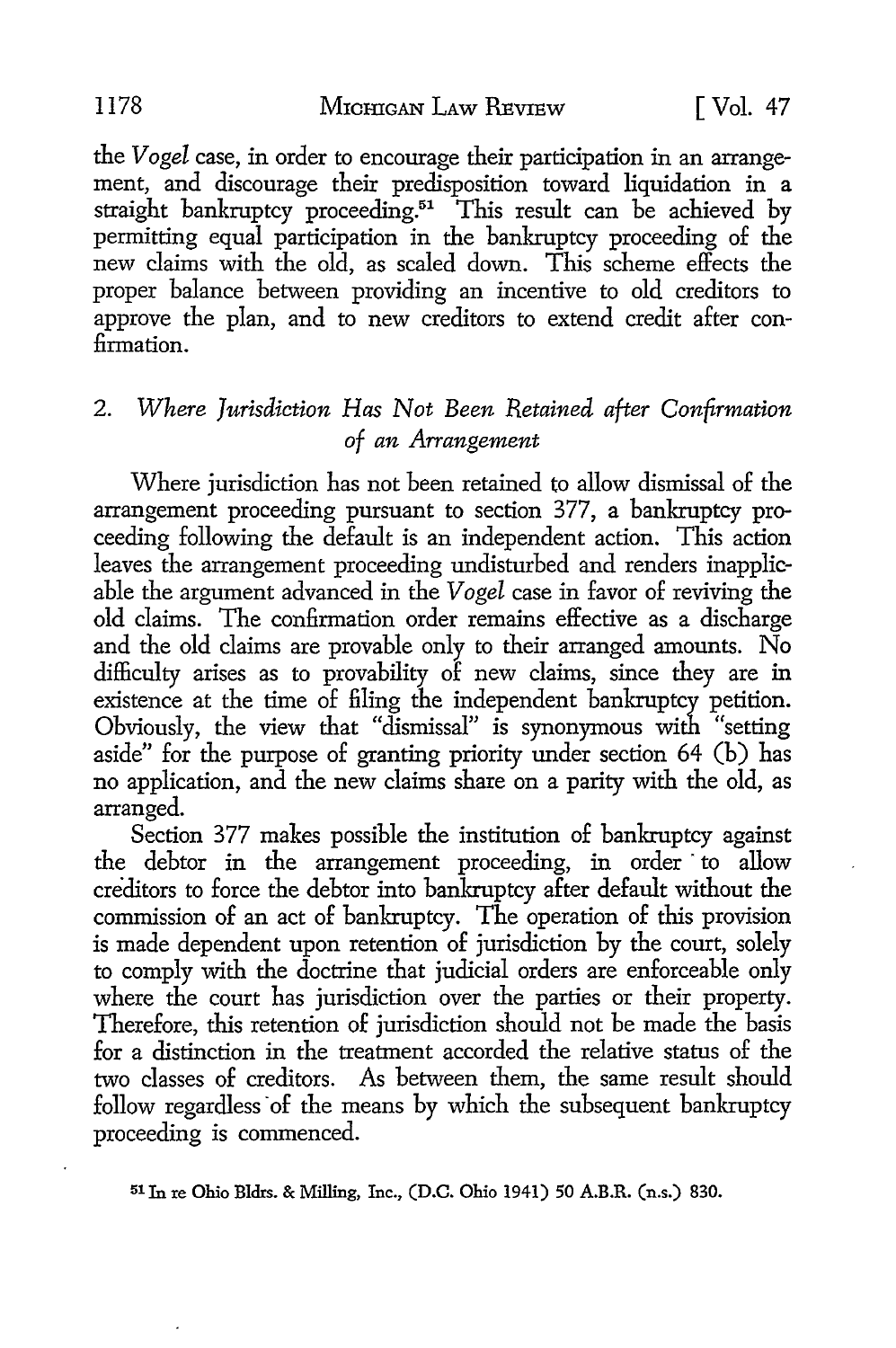the *Vogel* case, in order to encourage their participation in an arrangement, and discourage their predisposition toward liquidation in a straight bankruptcy proceeding.[51] This result can be achieved by permitting equal participation in the bankruptcy proceeding of the new claims with the old, as scaled down. This scheme effects the proper balance between providing an incentive to old creditors to approve the plan, and to new creditors to extend credit after confirmation.

## 2. *Where Jurisdiction Has Not Been Retained after Confirmation of an Arrangement*

Where jurisdiction has not been retained to allow dismissal of the arrangement proceeding pursuant to section 377, a bankruptcy proceeding following the default is an independent action. This action leaves the arrangement proceeding undisturbed and renders inapplicable the argument advanced in the *Vogel* case in favor of reviving the old claims. The confirmation order remains effective as a discharge and the old claims are provable only to their arranged amounts. No difficulty arises as to provability of new claims, since they are in existence at the time of filing the independent bankruptcy petition. Obviously, the view that "dismissal" is synonymous with "setting aside" for the purpose of granting priority under section 64 (b) has no application, and the new claims share on a parity with the old, as arranged.

Section 377 makes possible the institution of bankruptcy against the debtor in the arrangement proceeding, in order to allow creditors to force the debtor into bankruptcy after default without the commission of an act of bankruptcy. The operation of this provision is made dependent upon retention of jurisdiction by the court, solely to comply with the doctrine that judicial orders are enforceable only where the court has jurisdiction over the parties or their property. Therefore, this retention of jurisdiction should not be made the basis for a distinction in the treatment accorded the relative status of the two classes of creditors. As between them, the same result should follow regardless of the means by which the subsequent bankruptcy proceeding is commenced.

[51] In re Ohio Bldrs. & Milling, Inc., (D.C. Ohio 1941) 50 A.B.R. (n.s.) 830.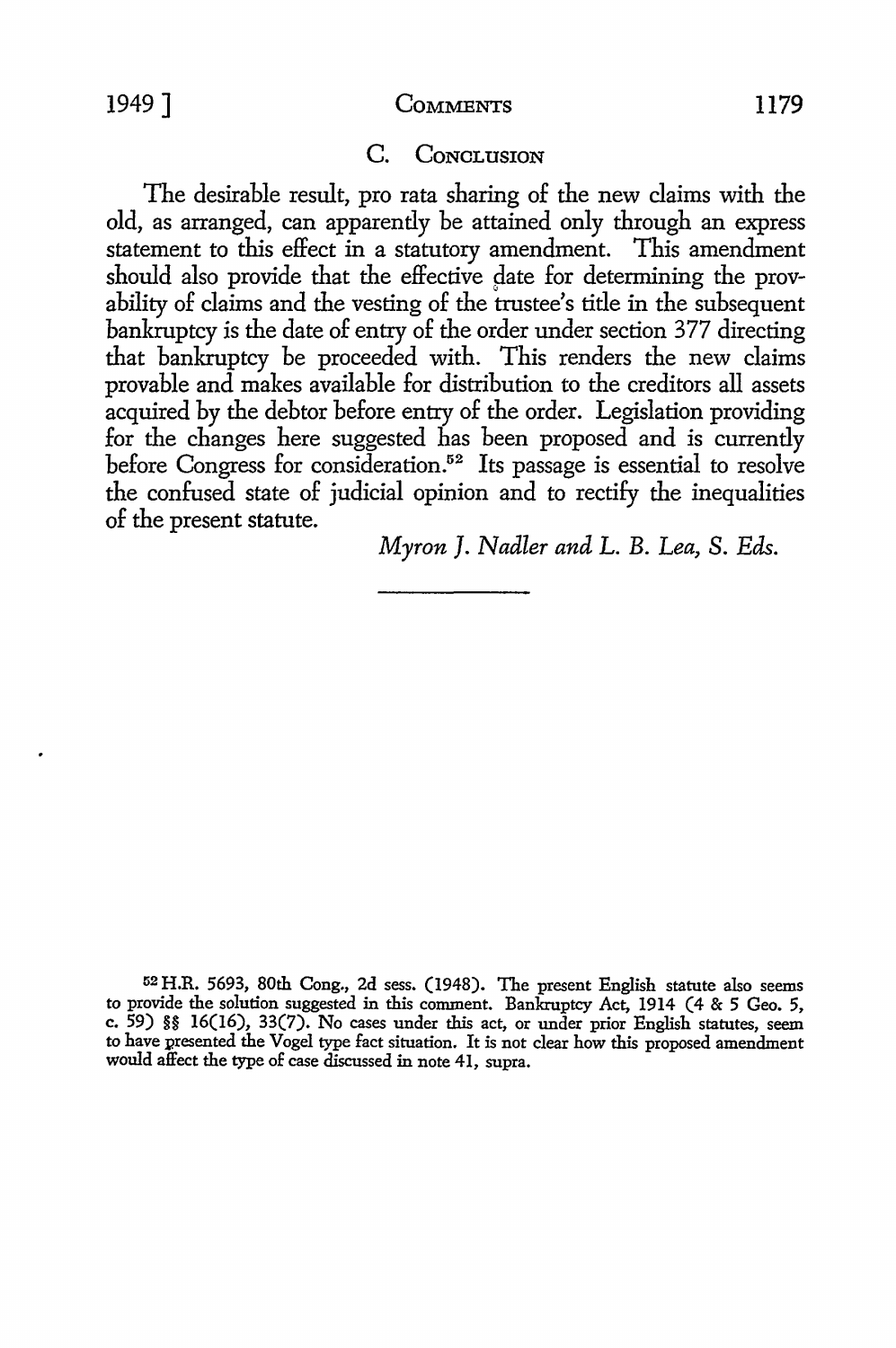### C. Conclusion

The desirable result, pro rata sharing of the new claims with the old, as arranged, can apparently be attained only through an express statement to this effect in a statutory amendment. This amendment should also provide that the effective date for determining the provability of claims and the vesting of the trustee's title in the subsequent bankruptcy is the date of entry of the order under section 377 directing that bankruptcy be proceeded with. This renders the new claims provable and makes available for distribution to the creditors all assets acquired by the debtor before entry of the order. Legislation providing for the changes here suggested has been proposed and is currently before Congress for consideration.[52] Its passage is essential to resolve the confused state of judicial opinion and to rectify the inequalities of the present statute.

*Myron J. Nadler and L. B. Lea, S. Eds.*

---

[52] H.R. 5693, 80th Cong., 2d sess. (1948). The present English statute also seems to provide the solution suggested in this comment. Bankruptcy Act, 1914 (4 & 5 Geo. 5, c. 59) §§ 16(16), 33(7). No cases under this act, or under prior English statutes, seem to have presented the Vogel type fact situation. It is not clear how this proposed amendment would affect the type of case discussed in note 41, supra.